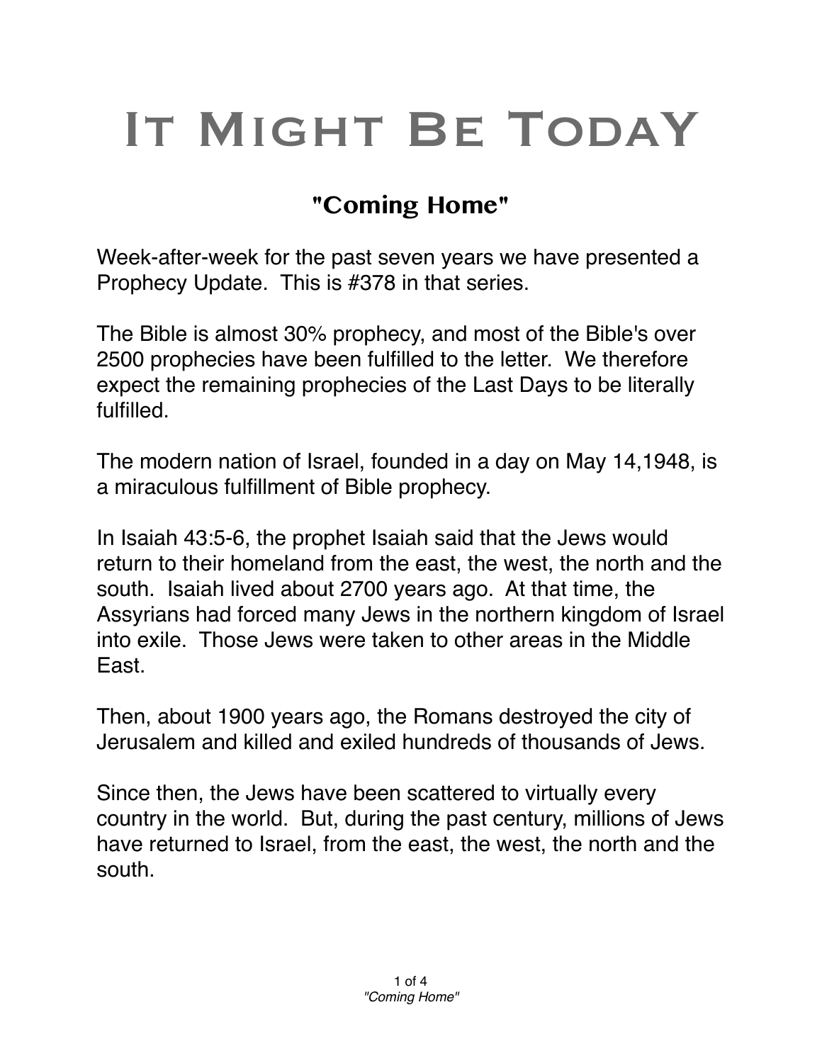# It Might Be TodaY

## "Coming Home"

Week-after-week for the past seven years we have presented a Prophecy Update. This is #378 in that series.

The Bible is almost 30% prophecy, and most of the Bible's over 2500 prophecies have been fulfilled to the letter. We therefore expect the remaining prophecies of the Last Days to be literally fulfilled.

The modern nation of Israel, founded in a day on May 14,1948, is a miraculous fulfillment of Bible prophecy.

In Isaiah 43:5-6, the prophet Isaiah said that the Jews would return to their homeland from the east, the west, the north and the south. Isaiah lived about 2700 years ago. At that time, the Assyrians had forced many Jews in the northern kingdom of Israel into exile. Those Jews were taken to other areas in the Middle East.

Then, about 1900 years ago, the Romans destroyed the city of Jerusalem and killed and exiled hundreds of thousands of Jews.

Since then, the Jews have been scattered to virtually every country in the world. But, during the past century, millions of Jews have returned to Israel, from the east, the west, the north and the south.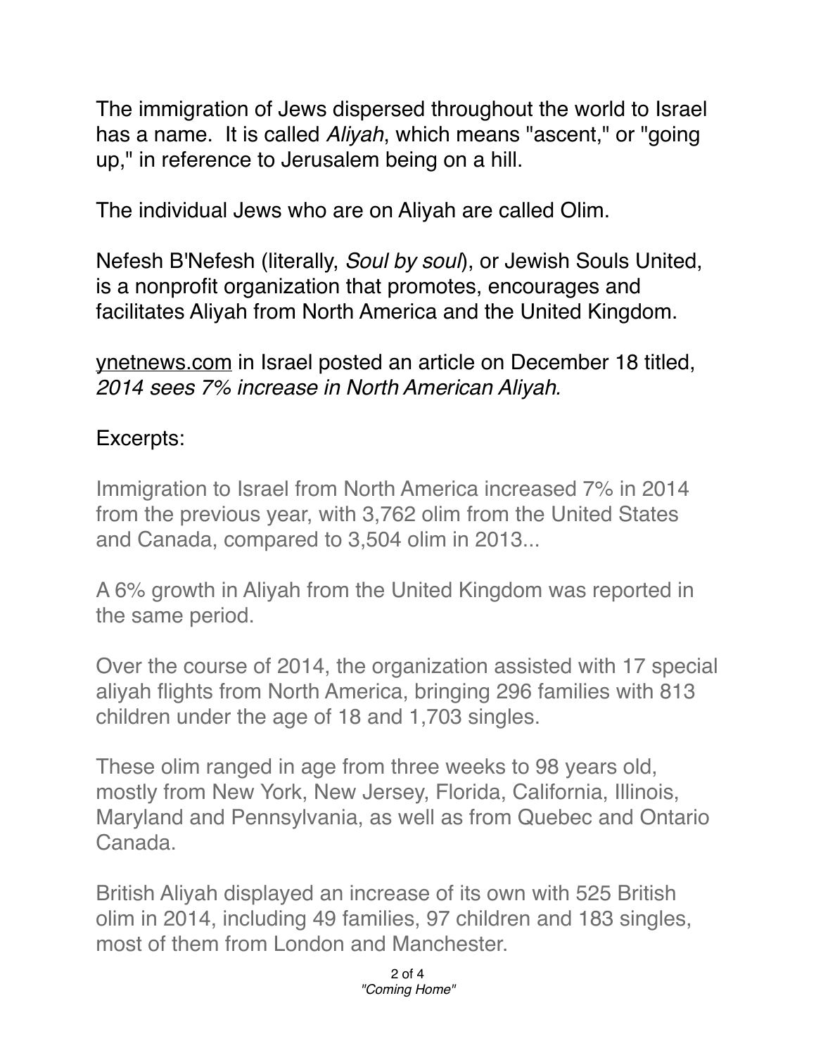The immigration of Jews dispersed throughout the world to Israel has a name. It is called *Aliyah*, which means "ascent," or "going up," in reference to Jerusalem being on a hill.

The individual Jews who are on Aliyah are called Olim.

Nefesh B'Nefesh (literally, *Soul by soul*), or Jewish Souls United, is a nonprofit organization that promotes, encourages and facilitates Aliyah from North America and the United Kingdom.

ynetnews.com in Israel posted an article on December 18 titled, *2014 sees 7% increase in North American Aliyah.*

Excerpts:

Immigration to Israel from North America increased 7% in 2014 from the previous year, with 3,762 olim from the United States and Canada, compared to 3,504 olim in 2013...

A 6% growth in Aliyah from the United Kingdom was reported in the same period.

Over the course of 2014, the organization assisted with 17 special aliyah flights from North America, bringing 296 families with 813 children under the age of 18 and 1,703 singles.

These olim ranged in age from three weeks to 98 years old, mostly from New York, New Jersey, Florida, California, Illinois, Maryland and Pennsylvania, as well as from Quebec and Ontario Canada.

British Aliyah displayed an increase of its own with 525 British olim in 2014, including 49 families, 97 children and 183 singles, most of them from London and Manchester.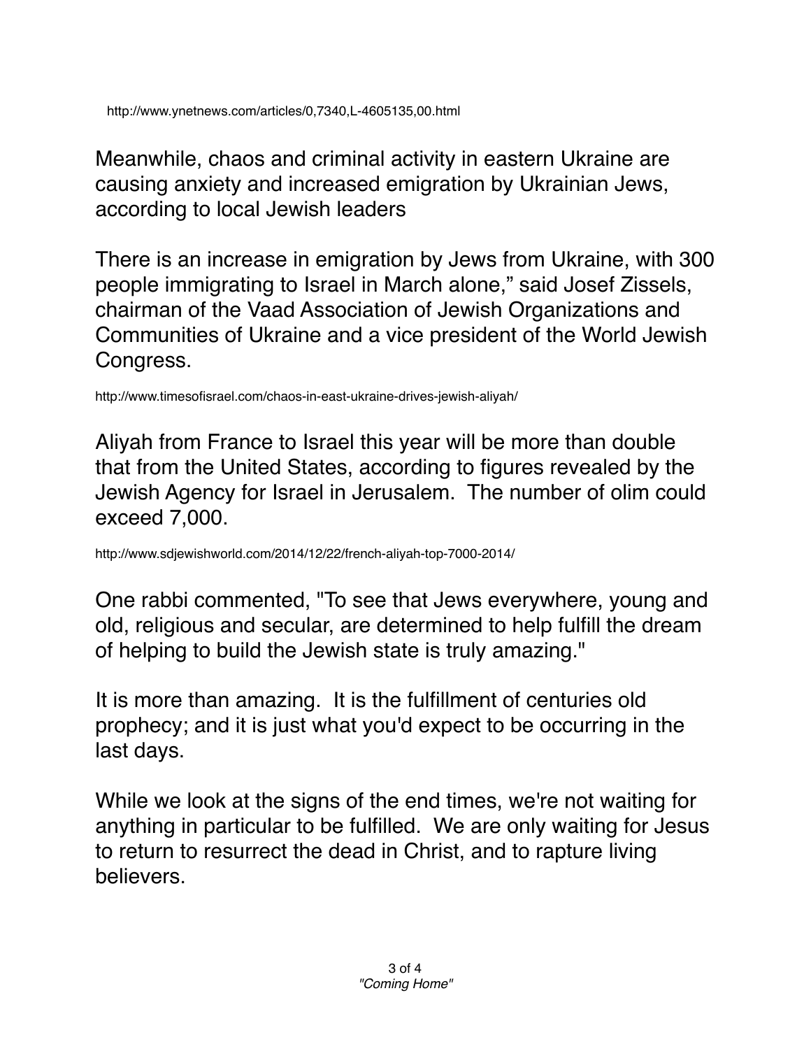http://www.ynetnews.com/articles/0,7340,L-4605135,00.html

Meanwhile, chaos and criminal activity in eastern Ukraine are causing anxiety and increased emigration by Ukrainian Jews, according to local Jewish leaders

There is an increase in emigration by Jews from Ukraine, with 300 people immigrating to Israel in March alone," said Josef Zissels, chairman of the Vaad Association of Jewish Organizations and Communities of Ukraine and a vice president of the World Jewish Congress.

http://www.timesofisrael.com/chaos-in-east-ukraine-drives-jewish-aliyah/

Aliyah from France to Israel this year will be more than double that from the United States, according to figures revealed by the Jewish Agency for Israel in Jerusalem. The number of olim could exceed 7,000.

http://www.sdjewishworld.com/2014/12/22/french-aliyah-top-7000-2014/

One rabbi commented, "To see that Jews everywhere, young and old, religious and secular, are determined to help fulfill the dream of helping to build the Jewish state is truly amazing."

It is more than amazing. It is the fulfillment of centuries old prophecy; and it is just what you'd expect to be occurring in the last days.

While we look at the signs of the end times, we're not waiting for anything in particular to be fulfilled. We are only waiting for Jesus to return to resurrect the dead in Christ, and to rapture living believers.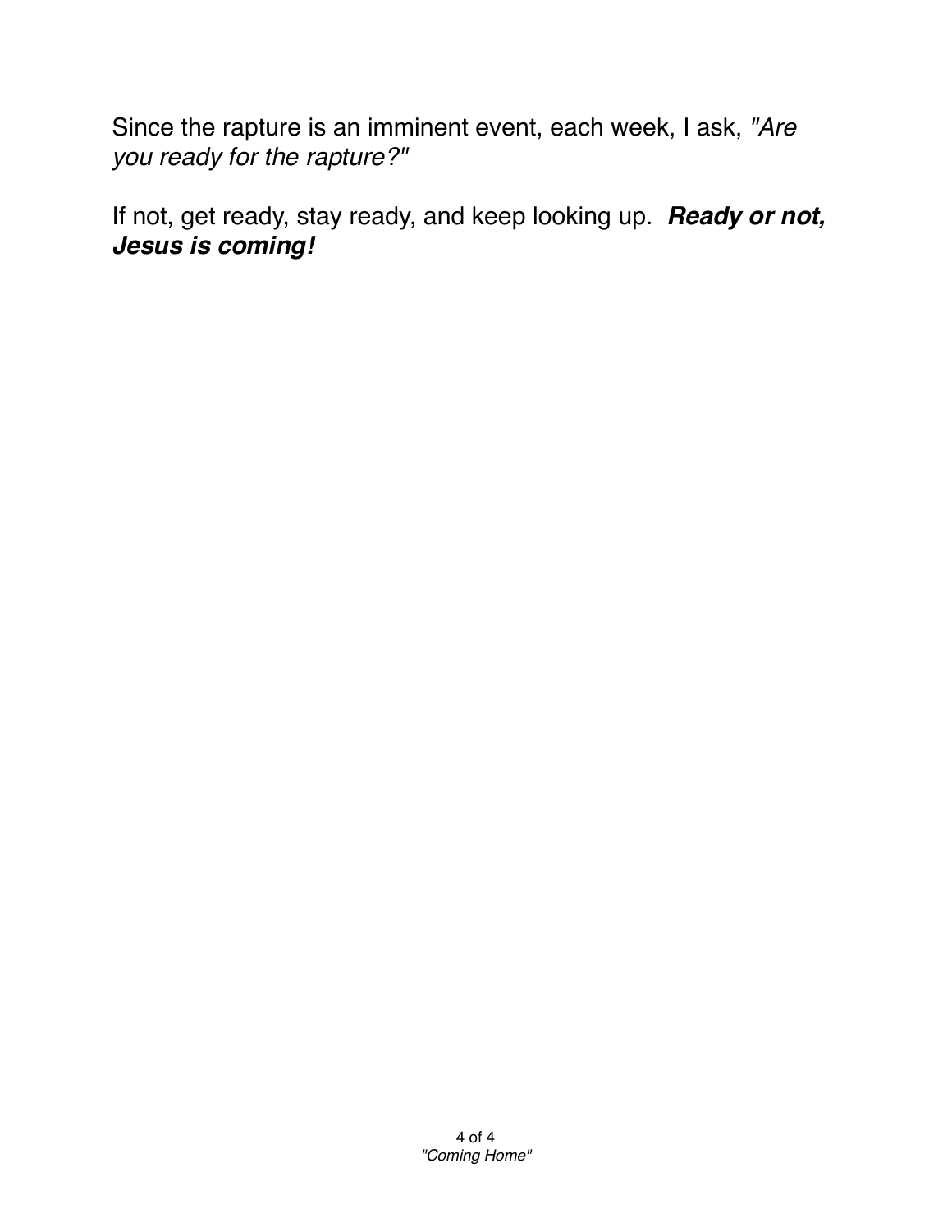Since the rapture is an imminent event, each week, I ask, *"Are you ready for the rapture?"*

If not, get ready, stay ready, and keep looking up. ***Ready or not, Jesus is coming!***